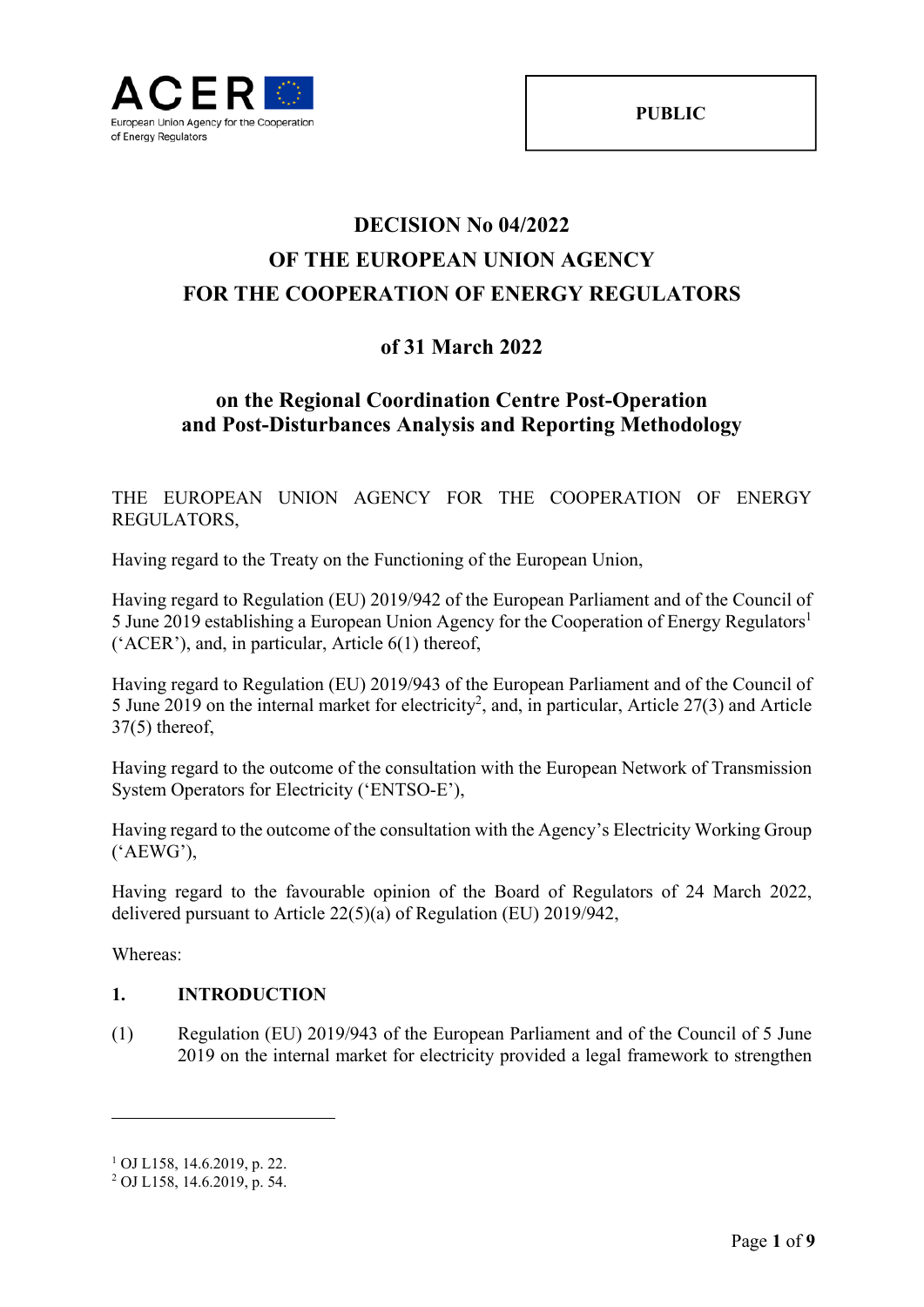PUBLIC

# DECISION No 04/2022
# OF THE EUROPEAN UNION AGENCY
# FOR THE COOPERATION OF ENERGY REGULATORS

## of 31 March 2022

## on the Regional Coordination Centre Post-Operation and Post-Disturbances Analysis and Reporting Methodology

THE EUROPEAN UNION AGENCY FOR THE COOPERATION OF ENERGY REGULATORS,

Having regard to the Treaty on the Functioning of the European Union,

Having regard to Regulation (EU) 2019/942 of the European Parliament and of the Council of 5 June 2019 establishing a European Union Agency for the Cooperation of Energy Regulators[1] ('ACER'), and, in particular, Article 6(1) thereof,

Having regard to Regulation (EU) 2019/943 of the European Parliament and of the Council of 5 June 2019 on the internal market for electricity[2], and, in particular, Article 27(3) and Article 37(5) thereof,

Having regard to the outcome of the consultation with the European Network of Transmission System Operators for Electricity ('ENTSO-E'),

Having regard to the outcome of the consultation with the Agency's Electricity Working Group ('AEWG'),

Having regard to the favourable opinion of the Board of Regulators of 24 March 2022, delivered pursuant to Article 22(5)(a) of Regulation (EU) 2019/942,

Whereas:

### 1. INTRODUCTION

(1) Regulation (EU) 2019/943 of the European Parliament and of the Council of 5 June 2019 on the internal market for electricity provided a legal framework to strengthen

---

[1] OJ L158, 14.6.2019, p. 22.

[2] OJ L158, 14.6.2019, p. 54.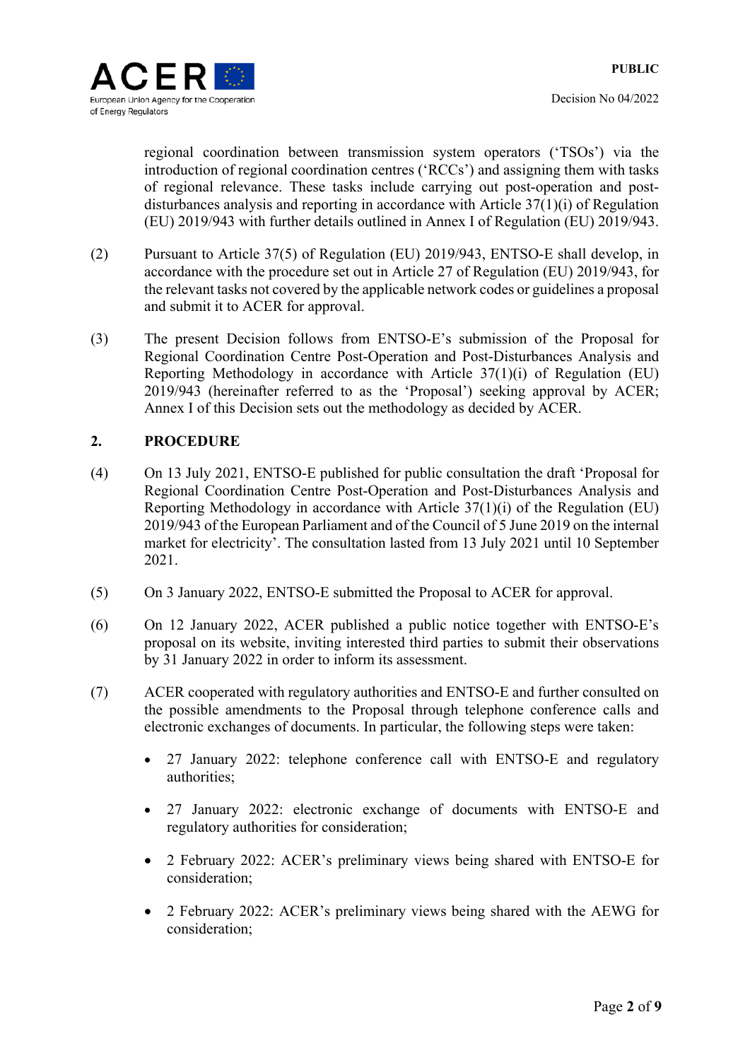regional coordination between transmission system operators ('TSOs') via the introduction of regional coordination centres ('RCCs') and assigning them with tasks of regional relevance. These tasks include carrying out post-operation and post-disturbances analysis and reporting in accordance with Article 37(1)(i) of Regulation (EU) 2019/943 with further details outlined in Annex I of Regulation (EU) 2019/943.

(2) Pursuant to Article 37(5) of Regulation (EU) 2019/943, ENTSO-E shall develop, in accordance with the procedure set out in Article 27 of Regulation (EU) 2019/943, for the relevant tasks not covered by the applicable network codes or guidelines a proposal and submit it to ACER for approval.

(3) The present Decision follows from ENTSO-E's submission of the Proposal for Regional Coordination Centre Post-Operation and Post-Disturbances Analysis and Reporting Methodology in accordance with Article 37(1)(i) of Regulation (EU) 2019/943 (hereinafter referred to as the 'Proposal') seeking approval by ACER; Annex I of this Decision sets out the methodology as decided by ACER.

## 2. PROCEDURE

(4) On 13 July 2021, ENTSO-E published for public consultation the draft 'Proposal for Regional Coordination Centre Post-Operation and Post-Disturbances Analysis and Reporting Methodology in accordance with Article 37(1)(i) of the Regulation (EU) 2019/943 of the European Parliament and of the Council of 5 June 2019 on the internal market for electricity'. The consultation lasted from 13 July 2021 until 10 September 2021.

(5) On 3 January 2022, ENTSO-E submitted the Proposal to ACER for approval.

(6) On 12 January 2022, ACER published a public notice together with ENTSO-E's proposal on its website, inviting interested third parties to submit their observations by 31 January 2022 in order to inform its assessment.

(7) ACER cooperated with regulatory authorities and ENTSO-E and further consulted on the possible amendments to the Proposal through telephone conference calls and electronic exchanges of documents. In particular, the following steps were taken:

- 27 January 2022: telephone conference call with ENTSO-E and regulatory authorities;
- 27 January 2022: electronic exchange of documents with ENTSO-E and regulatory authorities for consideration;
- 2 February 2022: ACER's preliminary views being shared with ENTSO-E for consideration;
- 2 February 2022: ACER's preliminary views being shared with the AEWG for consideration;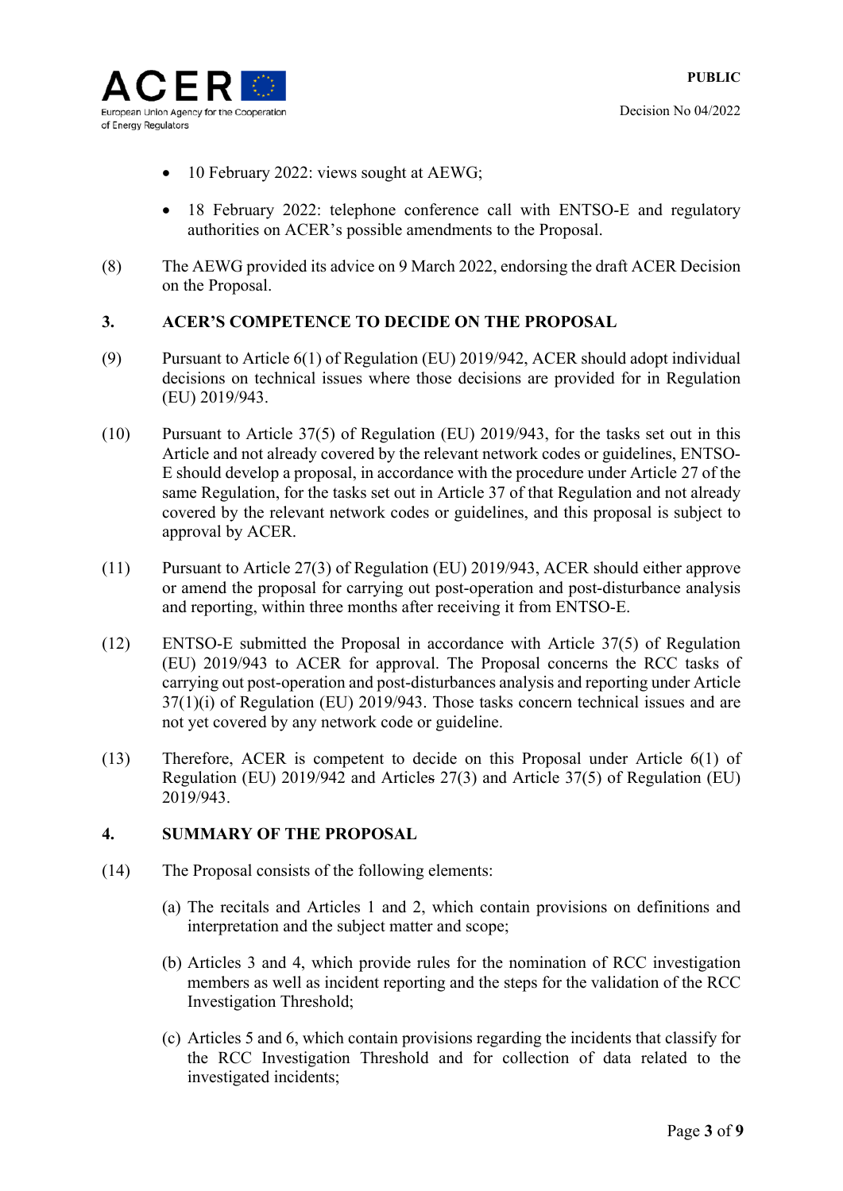- 10 February 2022: views sought at AEWG;
- 18 February 2022: telephone conference call with ENTSO-E and regulatory authorities on ACER's possible amendments to the Proposal.

(8) The AEWG provided its advice on 9 March 2022, endorsing the draft ACER Decision on the Proposal.

## 3. ACER'S COMPETENCE TO DECIDE ON THE PROPOSAL

(9) Pursuant to Article 6(1) of Regulation (EU) 2019/942, ACER should adopt individual decisions on technical issues where those decisions are provided for in Regulation (EU) 2019/943.

(10) Pursuant to Article 37(5) of Regulation (EU) 2019/943, for the tasks set out in this Article and not already covered by the relevant network codes or guidelines, ENTSO-E should develop a proposal, in accordance with the procedure under Article 27 of the same Regulation, for the tasks set out in Article 37 of that Regulation and not already covered by the relevant network codes or guidelines, and this proposal is subject to approval by ACER.

(11) Pursuant to Article 27(3) of Regulation (EU) 2019/943, ACER should either approve or amend the proposal for carrying out post-operation and post-disturbance analysis and reporting, within three months after receiving it from ENTSO-E.

(12) ENTSO-E submitted the Proposal in accordance with Article 37(5) of Regulation (EU) 2019/943 to ACER for approval. The Proposal concerns the RCC tasks of carrying out post-operation and post-disturbances analysis and reporting under Article 37(1)(i) of Regulation (EU) 2019/943. Those tasks concern technical issues and are not yet covered by any network code or guideline.

(13) Therefore, ACER is competent to decide on this Proposal under Article 6(1) of Regulation (EU) 2019/942 and Articles 27(3) and Article 37(5) of Regulation (EU) 2019/943.

## 4. SUMMARY OF THE PROPOSAL

(14) The Proposal consists of the following elements:

(a) The recitals and Articles 1 and 2, which contain provisions on definitions and interpretation and the subject matter and scope;

(b) Articles 3 and 4, which provide rules for the nomination of RCC investigation members as well as incident reporting and the steps for the validation of the RCC Investigation Threshold;

(c) Articles 5 and 6, which contain provisions regarding the incidents that classify for the RCC Investigation Threshold and for collection of data related to the investigated incidents;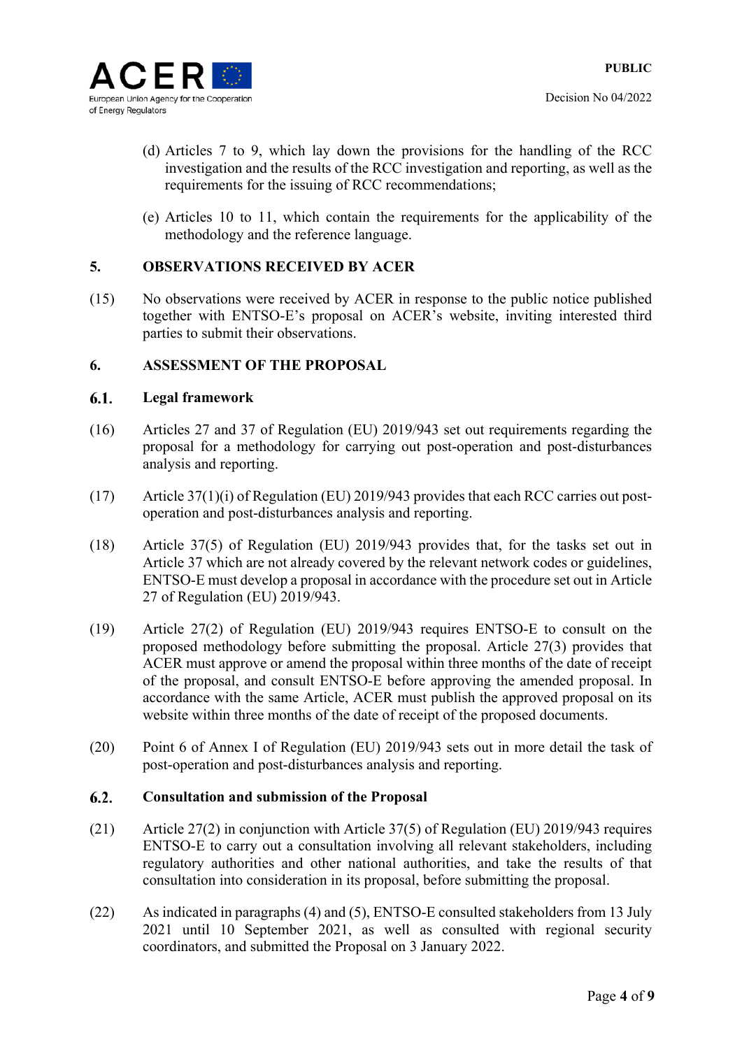(d) Articles 7 to 9, which lay down the provisions for the handling of the RCC investigation and the results of the RCC investigation and reporting, as well as the requirements for the issuing of RCC recommendations;

(e) Articles 10 to 11, which contain the requirements for the applicability of the methodology and the reference language.

## 5. OBSERVATIONS RECEIVED BY ACER

(15) No observations were received by ACER in response to the public notice published together with ENTSO-E's proposal on ACER's website, inviting interested third parties to submit their observations.

## 6. ASSESSMENT OF THE PROPOSAL

### 6.1. Legal framework

(16) Articles 27 and 37 of Regulation (EU) 2019/943 set out requirements regarding the proposal for a methodology for carrying out post-operation and post-disturbances analysis and reporting.

(17) Article 37(1)(i) of Regulation (EU) 2019/943 provides that each RCC carries out post-operation and post-disturbances analysis and reporting.

(18) Article 37(5) of Regulation (EU) 2019/943 provides that, for the tasks set out in Article 37 which are not already covered by the relevant network codes or guidelines, ENTSO-E must develop a proposal in accordance with the procedure set out in Article 27 of Regulation (EU) 2019/943.

(19) Article 27(2) of Regulation (EU) 2019/943 requires ENTSO-E to consult on the proposed methodology before submitting the proposal. Article 27(3) provides that ACER must approve or amend the proposal within three months of the date of receipt of the proposal, and consult ENTSO-E before approving the amended proposal. In accordance with the same Article, ACER must publish the approved proposal on its website within three months of the date of receipt of the proposed documents.

(20) Point 6 of Annex I of Regulation (EU) 2019/943 sets out in more detail the task of post-operation and post-disturbances analysis and reporting.

### 6.2. Consultation and submission of the Proposal

(21) Article 27(2) in conjunction with Article 37(5) of Regulation (EU) 2019/943 requires ENTSO-E to carry out a consultation involving all relevant stakeholders, including regulatory authorities and other national authorities, and take the results of that consultation into consideration in its proposal, before submitting the proposal.

(22) As indicated in paragraphs (4) and (5), ENTSO-E consulted stakeholders from 13 July 2021 until 10 September 2021, as well as consulted with regional security coordinators, and submitted the Proposal on 3 January 2022.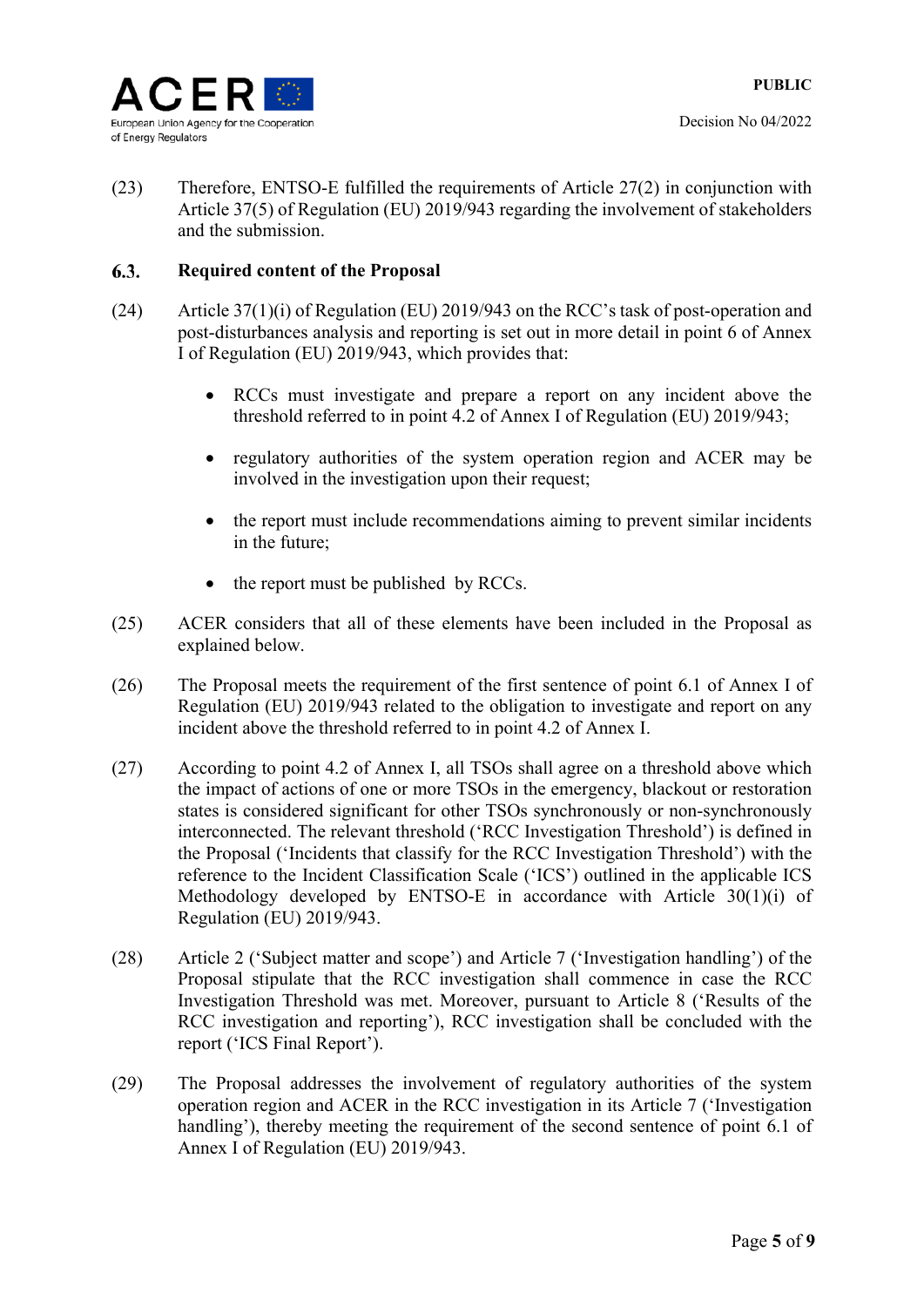(23) Therefore, ENTSO-E fulfilled the requirements of Article 27(2) in conjunction with Article 37(5) of Regulation (EU) 2019/943 regarding the involvement of stakeholders and the submission.

### 6.3. Required content of the Proposal

(24) Article 37(1)(i) of Regulation (EU) 2019/943 on the RCC's task of post-operation and post-disturbances analysis and reporting is set out in more detail in point 6 of Annex I of Regulation (EU) 2019/943, which provides that:

- RCCs must investigate and prepare a report on any incident above the threshold referred to in point 4.2 of Annex I of Regulation (EU) 2019/943;
- regulatory authorities of the system operation region and ACER may be involved in the investigation upon their request;
- the report must include recommendations aiming to prevent similar incidents in the future;
- the report must be published by RCCs.

(25) ACER considers that all of these elements have been included in the Proposal as explained below.

(26) The Proposal meets the requirement of the first sentence of point 6.1 of Annex I of Regulation (EU) 2019/943 related to the obligation to investigate and report on any incident above the threshold referred to in point 4.2 of Annex I.

(27) According to point 4.2 of Annex I, all TSOs shall agree on a threshold above which the impact of actions of one or more TSOs in the emergency, blackout or restoration states is considered significant for other TSOs synchronously or non-synchronously interconnected. The relevant threshold ('RCC Investigation Threshold') is defined in the Proposal ('Incidents that classify for the RCC Investigation Threshold') with the reference to the Incident Classification Scale ('ICS') outlined in the applicable ICS Methodology developed by ENTSO-E in accordance with Article 30(1)(i) of Regulation (EU) 2019/943.

(28) Article 2 ('Subject matter and scope') and Article 7 ('Investigation handling') of the Proposal stipulate that the RCC investigation shall commence in case the RCC Investigation Threshold was met. Moreover, pursuant to Article 8 ('Results of the RCC investigation and reporting'), RCC investigation shall be concluded with the report ('ICS Final Report').

(29) The Proposal addresses the involvement of regulatory authorities of the system operation region and ACER in the RCC investigation in its Article 7 ('Investigation handling'), thereby meeting the requirement of the second sentence of point 6.1 of Annex I of Regulation (EU) 2019/943.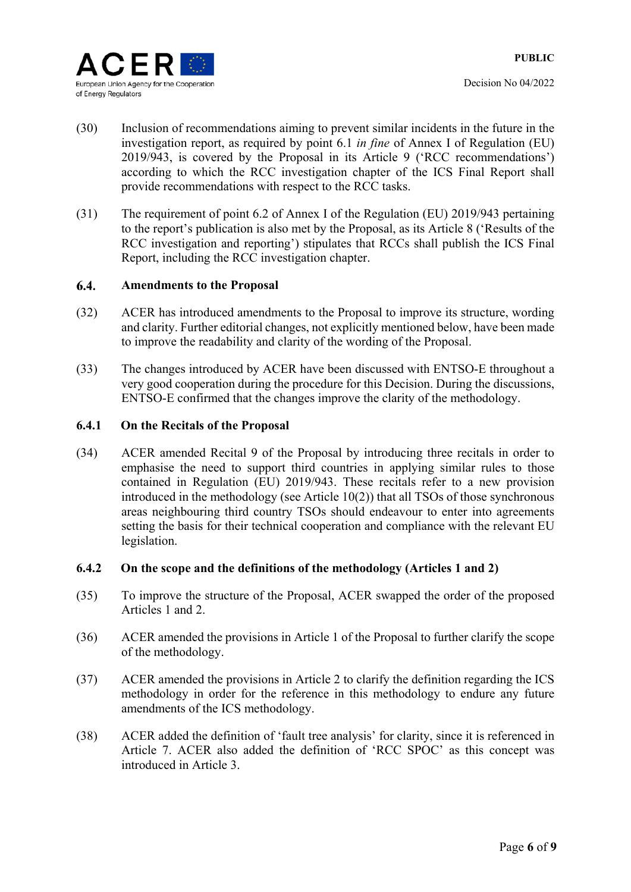(30) Inclusion of recommendations aiming to prevent similar incidents in the future in the investigation report, as required by point 6.1 *in fine* of Annex I of Regulation (EU) 2019/943, is covered by the Proposal in its Article 9 ('RCC recommendations') according to which the RCC investigation chapter of the ICS Final Report shall provide recommendations with respect to the RCC tasks.

(31) The requirement of point 6.2 of Annex I of the Regulation (EU) 2019/943 pertaining to the report's publication is also met by the Proposal, as its Article 8 ('Results of the RCC investigation and reporting') stipulates that RCCs shall publish the ICS Final Report, including the RCC investigation chapter.

## 6.4. Amendments to the Proposal

(32) ACER has introduced amendments to the Proposal to improve its structure, wording and clarity. Further editorial changes, not explicitly mentioned below, have been made to improve the readability and clarity of the wording of the Proposal.

(33) The changes introduced by ACER have been discussed with ENTSO-E throughout a very good cooperation during the procedure for this Decision. During the discussions, ENTSO-E confirmed that the changes improve the clarity of the methodology.

### 6.4.1 On the Recitals of the Proposal

(34) ACER amended Recital 9 of the Proposal by introducing three recitals in order to emphasise the need to support third countries in applying similar rules to those contained in Regulation (EU) 2019/943. These recitals refer to a new provision introduced in the methodology (see Article 10(2)) that all TSOs of those synchronous areas neighbouring third country TSOs should endeavour to enter into agreements setting the basis for their technical cooperation and compliance with the relevant EU legislation.

### 6.4.2 On the scope and the definitions of the methodology (Articles 1 and 2)

(35) To improve the structure of the Proposal, ACER swapped the order of the proposed Articles 1 and 2.

(36) ACER amended the provisions in Article 1 of the Proposal to further clarify the scope of the methodology.

(37) ACER amended the provisions in Article 2 to clarify the definition regarding the ICS methodology in order for the reference in this methodology to endure any future amendments of the ICS methodology.

(38) ACER added the definition of 'fault tree analysis' for clarity, since it is referenced in Article 7. ACER also added the definition of 'RCC SPOC' as this concept was introduced in Article 3.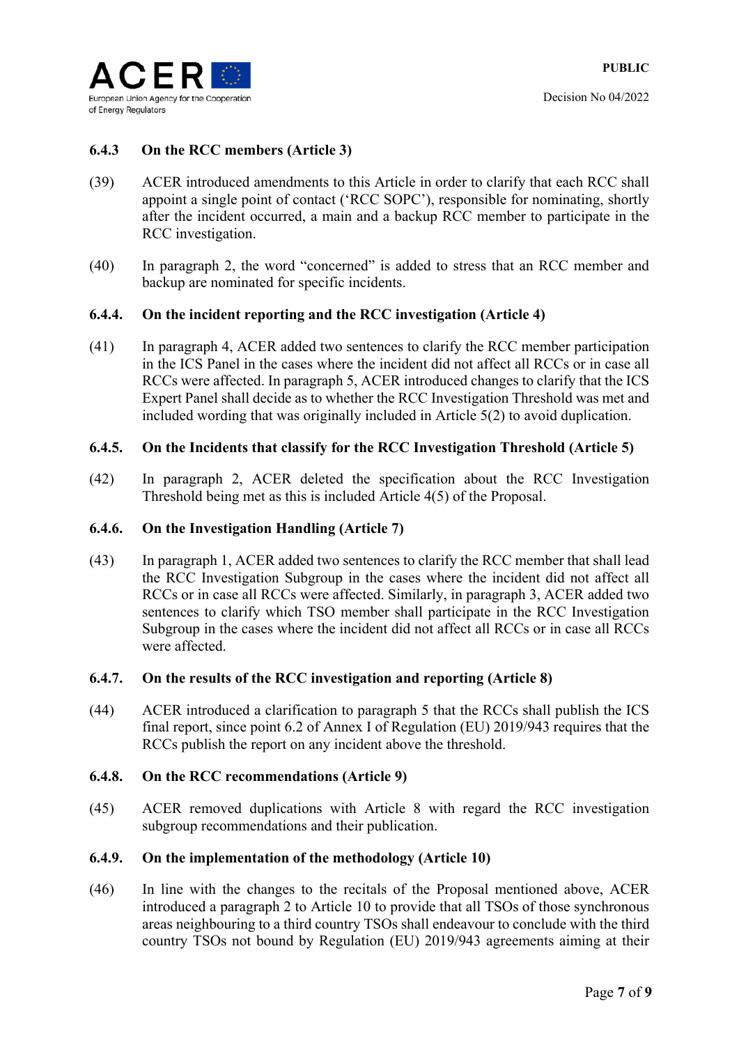### 6.4.3 On the RCC members (Article 3)

(39) ACER introduced amendments to this Article in order to clarify that each RCC shall appoint a single point of contact ('RCC SOPC'), responsible for nominating, shortly after the incident occurred, a main and a backup RCC member to participate in the RCC investigation.

(40) In paragraph 2, the word "concerned" is added to stress that an RCC member and backup are nominated for specific incidents.

### 6.4.4. On the incident reporting and the RCC investigation (Article 4)

(41) In paragraph 4, ACER added two sentences to clarify the RCC member participation in the ICS Panel in the cases where the incident did not affect all RCCs or in case all RCCs were affected. In paragraph 5, ACER introduced changes to clarify that the ICS Expert Panel shall decide as to whether the RCC Investigation Threshold was met and included wording that was originally included in Article 5(2) to avoid duplication.

### 6.4.5. On the Incidents that classify for the RCC Investigation Threshold (Article 5)

(42) In paragraph 2, ACER deleted the specification about the RCC Investigation Threshold being met as this is included Article 4(5) of the Proposal.

### 6.4.6. On the Investigation Handling (Article 7)

(43) In paragraph 1, ACER added two sentences to clarify the RCC member that shall lead the RCC Investigation Subgroup in the cases where the incident did not affect all RCCs or in case all RCCs were affected. Similarly, in paragraph 3, ACER added two sentences to clarify which TSO member shall participate in the RCC Investigation Subgroup in the cases where the incident did not affect all RCCs or in case all RCCs were affected.

### 6.4.7. On the results of the RCC investigation and reporting (Article 8)

(44) ACER introduced a clarification to paragraph 5 that the RCCs shall publish the ICS final report, since point 6.2 of Annex I of Regulation (EU) 2019/943 requires that the RCCs publish the report on any incident above the threshold.

### 6.4.8. On the RCC recommendations (Article 9)

(45) ACER removed duplications with Article 8 with regard the RCC investigation subgroup recommendations and their publication.

### 6.4.9. On the implementation of the methodology (Article 10)

(46) In line with the changes to the recitals of the Proposal mentioned above, ACER introduced a paragraph 2 to Article 10 to provide that all TSOs of those synchronous areas neighbouring to a third country TSOs shall endeavour to conclude with the third country TSOs not bound by Regulation (EU) 2019/943 agreements aiming at their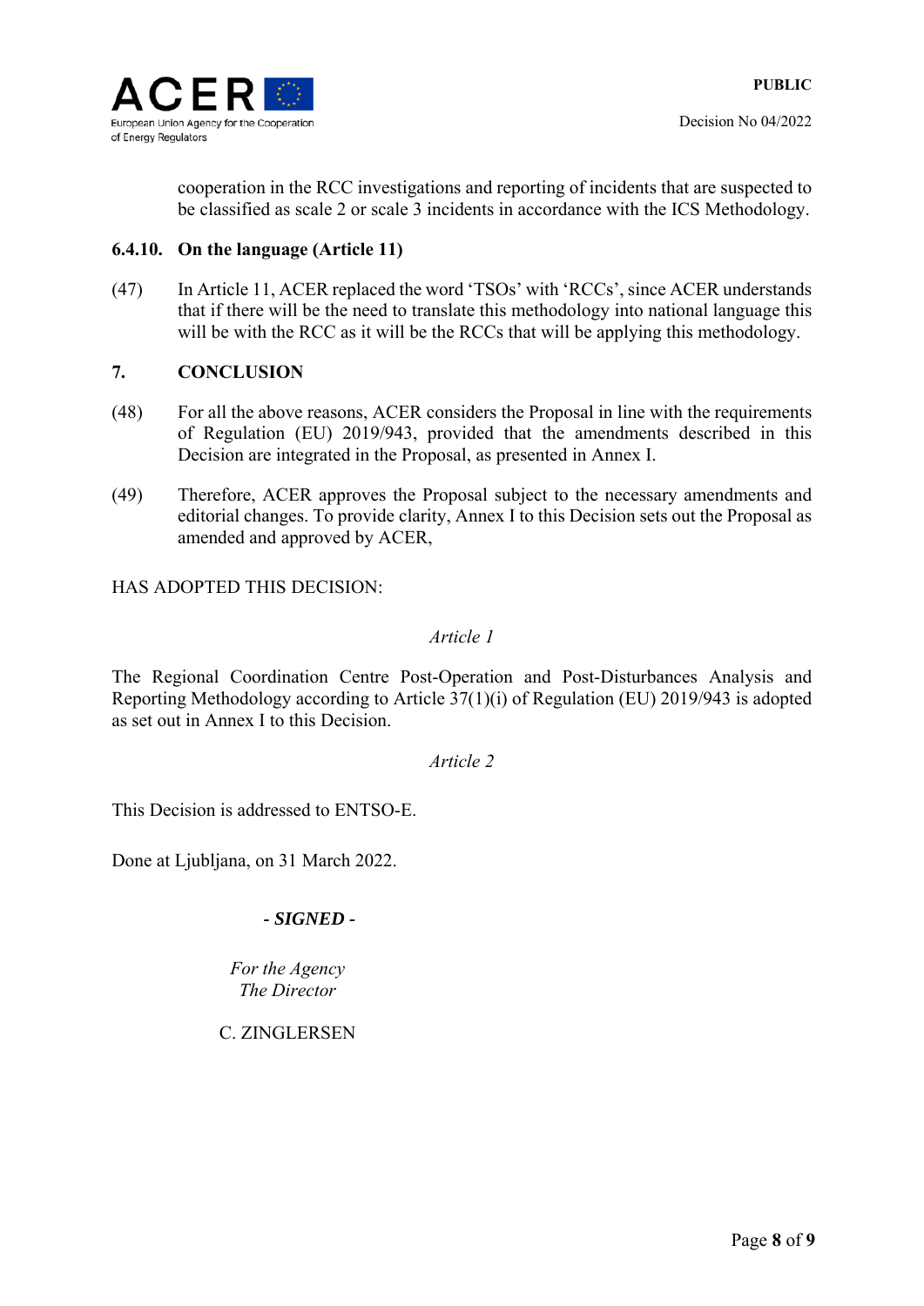cooperation in the RCC investigations and reporting of incidents that are suspected to be classified as scale 2 or scale 3 incidents in accordance with the ICS Methodology.

#### 6.4.10. On the language (Article 11)

(47) In Article 11, ACER replaced the word 'TSOs' with 'RCCs', since ACER understands that if there will be the need to translate this methodology into national language this will be with the RCC as it will be the RCCs that will be applying this methodology.

## 7. CONCLUSION

(48) For all the above reasons, ACER considers the Proposal in line with the requirements of Regulation (EU) 2019/943, provided that the amendments described in this Decision are integrated in the Proposal, as presented in Annex I.

(49) Therefore, ACER approves the Proposal subject to the necessary amendments and editorial changes. To provide clarity, Annex I to this Decision sets out the Proposal as amended and approved by ACER,

HAS ADOPTED THIS DECISION:

*Article 1*

The Regional Coordination Centre Post-Operation and Post-Disturbances Analysis and Reporting Methodology according to Article 37(1)(i) of Regulation (EU) 2019/943 is adopted as set out in Annex I to this Decision.

*Article 2*

This Decision is addressed to ENTSO-E.

Done at Ljubljana, on 31 March 2022.

***- SIGNED -***

*For the Agency*
*The Director*

C. ZINGLERSEN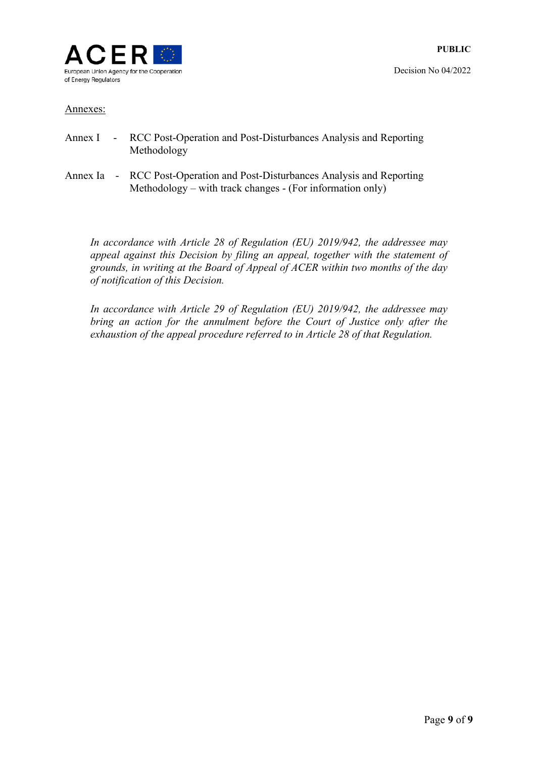Annexes:

Annex I - RCC Post-Operation and Post-Disturbances Analysis and Reporting Methodology

Annex Ia - RCC Post-Operation and Post-Disturbances Analysis and Reporting Methodology – with track changes - (For information only)

*In accordance with Article 28 of Regulation (EU) 2019/942, the addressee may appeal against this Decision by filing an appeal, together with the statement of grounds, in writing at the Board of Appeal of ACER within two months of the day of notification of this Decision.*

*In accordance with Article 29 of Regulation (EU) 2019/942, the addressee may bring an action for the annulment before the Court of Justice only after the exhaustion of the appeal procedure referred to in Article 28 of that Regulation.*